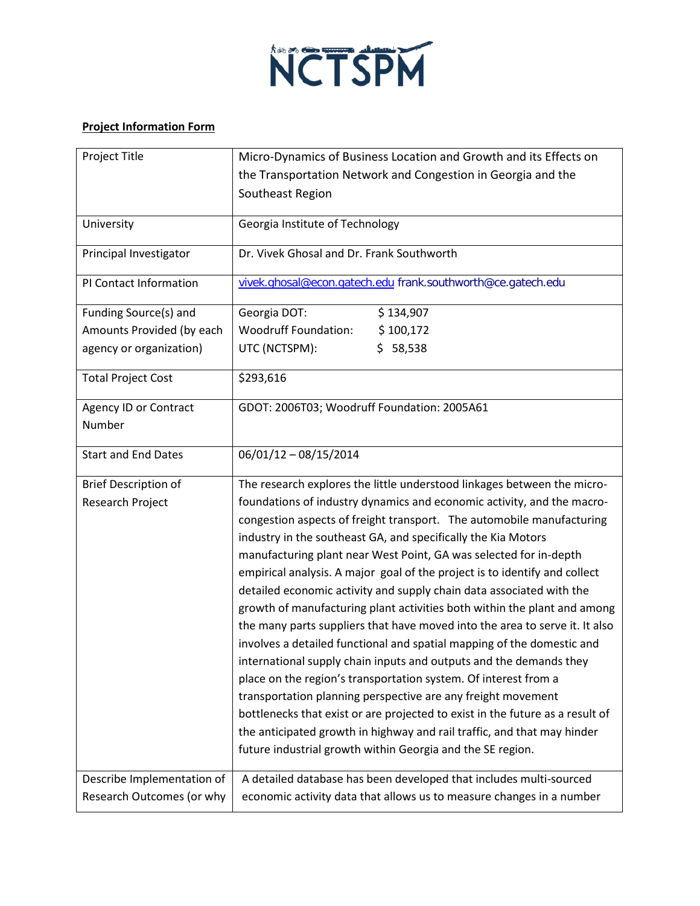NCTSPM

**Project Information Form**

| Project Title | Micro-Dynamics of Business Location and Growth and its Effects on the Transportation Network and Congestion in Georgia and the Southeast Region |
|---|---|
| University | Georgia Institute of Technology |
| Principal Investigator | Dr. Vivek Ghosal and Dr. Frank Southworth |
| PI Contact Information | vivek.ghosal@econ.gatech.edu frank.southworth@ce.gatech.edu |
| Funding Source(s) and Amounts Provided (by each agency or organization) | Georgia DOT: $ 134,907<br>Woodruff Foundation: $ 100,172<br>UTC (NCTSPM): $ 58,538 |
| Total Project Cost | $293,616 |
| Agency ID or Contract Number | GDOT: 2006T03; Woodruff Foundation: 2005A61 |
| Start and End Dates | 06/01/12 – 08/15/2014 |
| Brief Description of Research Project | The research explores the little understood linkages between the micro-foundations of industry dynamics and economic activity, and the macro-congestion aspects of freight transport. The automobile manufacturing industry in the southeast GA, and specifically the Kia Motors manufacturing plant near West Point, GA was selected for in-depth empirical analysis. A major goal of the project is to identify and collect detailed economic activity and supply chain data associated with the growth of manufacturing plant activities both within the plant and among the many parts suppliers that have moved into the area to serve it. It also involves a detailed functional and spatial mapping of the domestic and international supply chain inputs and outputs and the demands they place on the region's transportation system. Of interest from a transportation planning perspective are any freight movement bottlenecks that exist or are projected to exist in the future as a result of the anticipated growth in highway and rail traffic, and that may hinder future industrial growth within Georgia and the SE region. |
| Describe Implementation of Research Outcomes (or why | A detailed database has been developed that includes multi-sourced economic activity data that allows us to measure changes in a number |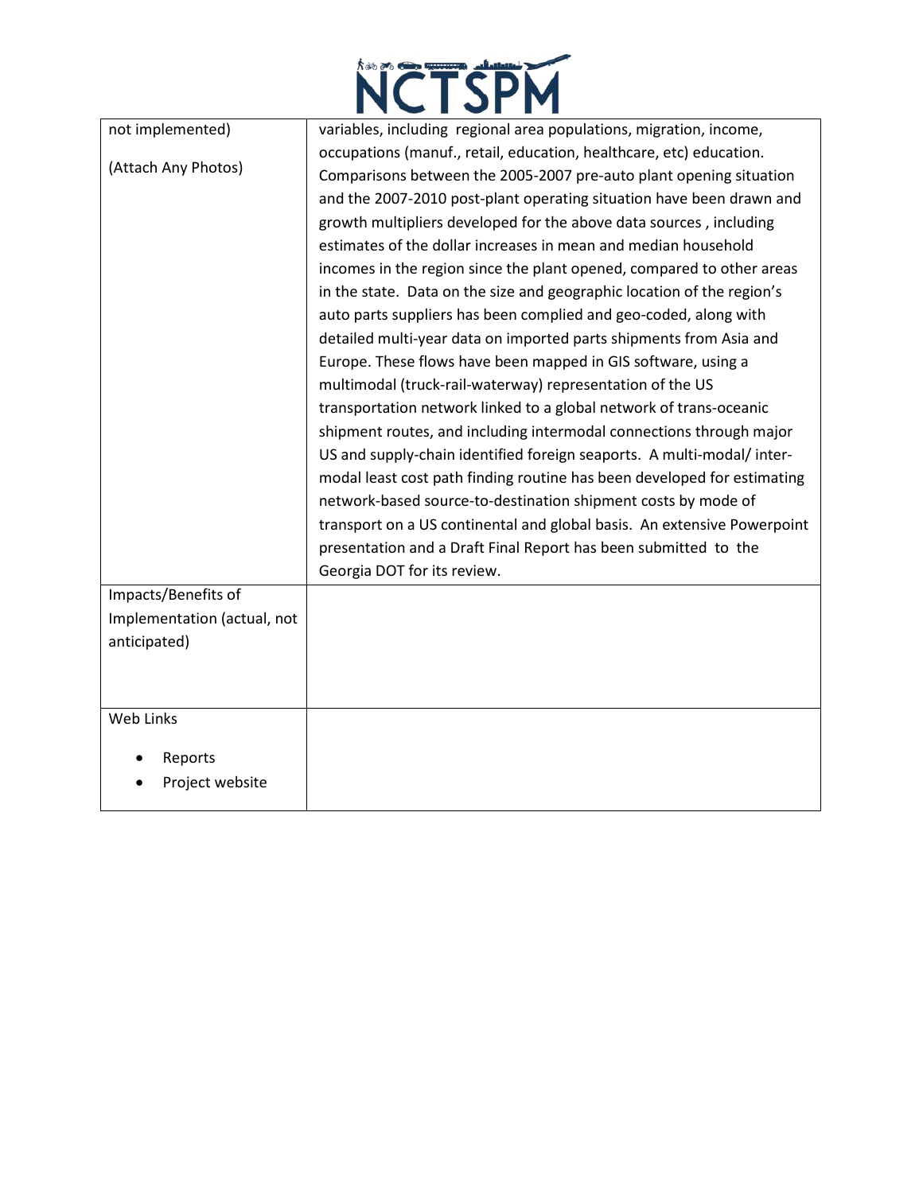| | |
|---|---|
| not implemented)<br><br>(Attach Any Photos) | variables, including regional area populations, migration, income, occupations (manuf., retail, education, healthcare, etc) education. Comparisons between the 2005-2007 pre-auto plant opening situation and the 2007-2010 post-plant operating situation have been drawn and growth multipliers developed for the above data sources , including estimates of the dollar increases in mean and median household incomes in the region since the plant opened, compared to other areas in the state. Data on the size and geographic location of the region's auto parts suppliers has been complied and geo-coded, along with detailed multi-year data on imported parts shipments from Asia and Europe. These flows have been mapped in GIS software, using a multimodal (truck-rail-waterway) representation of the US transportation network linked to a global network of trans-oceanic shipment routes, and including intermodal connections through major US and supply-chain identified foreign seaports. A multi-modal/ inter-modal least cost path finding routine has been developed for estimating network-based source-to-destination shipment costs by mode of transport on a US continental and global basis. An extensive Powerpoint presentation and a Draft Final Report has been submitted to the Georgia DOT for its review. |
| Impacts/Benefits of Implementation (actual, not anticipated) | |
| Web Links<br><br>• Reports<br>• Project website | |